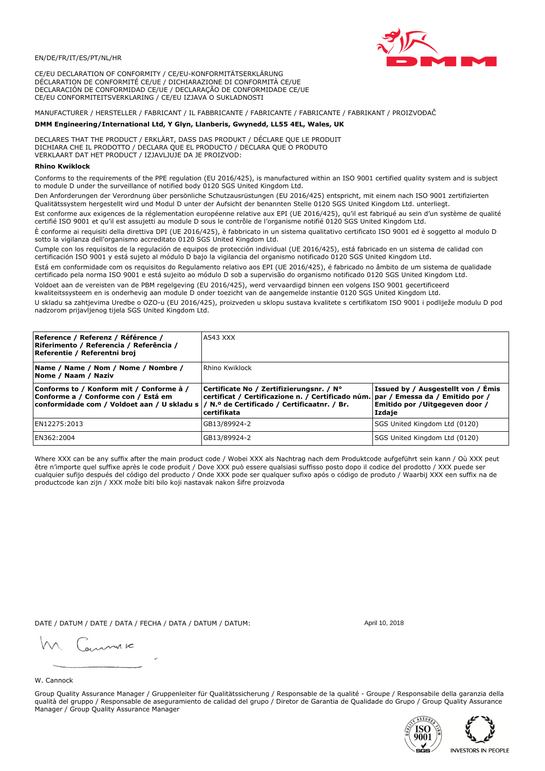EN/DE/FR/IT/ES/PT/NL/HR

CE/EU DECLARATION OF CONFORMITY / CE/EU-KONFORMITÄTSERKLÄRUNG
DÉCLARATION DE CONFORMITÉ CE/UE / DICHIARAZIONE DI CONFORMITÀ CE/UE
DECLARACIÓN DE CONFORMIDAD CE/UE / DECLARAÇÃO DE CONFORMIDADE CE/UE
CE/EU CONFORMITEITSVERKLARING / CE/EU IZJAVA O SUKLADNOSTI

MANUFACTURER / HERSTELLER / FABRICANT / IL FABBRICANTE / FABRICANTE / FABRICANTE / FABRIKANT / PROIZVOĐAČ

**DMM Engineering/International Ltd, Y Glyn, Llanberis, Gwynedd, LL55 4EL, Wales, UK**

DECLARES THAT THE PRODUCT / ERKLÄRT, DASS DAS PRODUKT / DÉCLARE QUE LE PRODUIT
DICHIARA CHE IL PRODOTTO / DECLARA QUE EL PRODUCTO / DECLARA QUE O PRODUTO
VERKLAART DAT HET PRODUCT / IZJAVLJUJE DA JE PROIZVOD:

**Rhino Kwiklock**

Conforms to the requirements of the PPE regulation (EU 2016/425), is manufactured within an ISO 9001 certified quality system and is subject to module D under the surveillance of notified body 0120 SGS United Kingdom Ltd.

Den Anforderungen der Verordnung über persönliche Schutzausrüstungen (EU 2016/425) entspricht, mit einem nach ISO 9001 zertifizierten Qualitätssystem hergestellt wird und Modul D unter der Aufsicht der benannten Stelle 0120 SGS United Kingdom Ltd. unterliegt.

Est conforme aux exigences de la réglementation européenne relative aux EPI (UE 2016/425), qu'il est fabriqué au sein d'un système de qualité certifié ISO 9001 et qu'il est assujetti au module D sous le contrôle de l'organisme notifié 0120 SGS United Kingdom Ltd.

È conforme ai requisiti della direttiva DPI (UE 2016/425), è fabbricato in un sistema qualitativo certificato ISO 9001 ed è soggetto al modulo D sotto la vigilanza dell'organismo accreditato 0120 SGS United Kingdom Ltd.

Cumple con los requisitos de la regulación de equipos de protección individual (UE 2016/425), está fabricado en un sistema de calidad con certificación ISO 9001 y está sujeto al módulo D bajo la vigilancia del organismo notificado 0120 SGS United Kingdom Ltd.

Está em conformidade com os requisitos do Regulamento relativo aos EPI (UE 2016/425), é fabricado no âmbito de um sistema de qualidade certificado pela norma ISO 9001 e está sujeito ao módulo D sob a supervisão do organismo notificado 0120 SGS United Kingdom Ltd.

Voldoet aan de vereisten van de PBM regelgeving (EU 2016/425), werd vervaardigd binnen een volgens ISO 9001 gecertificeerd kwaliteitssysteem en is onderhevig aan module D onder toezicht van de aangemelde instantie 0120 SGS United Kingdom Ltd.

U skladu sa zahtjevima Uredbe o OZO-u (EU 2016/425), proizveden u sklopu sustava kvalitete s certifikatom ISO 9001 i podliježe modulu D pod nadzorom prijavljenog tijela SGS United Kingdom Ltd.

| **Reference / Referenz / Référence / Riferimento / Referencia / Referência / Referentie / Referentni broj** | A543 XXX | |
|---|---|---|
| **Name / Name / Nom / Nome / Nombre / Nome / Naam / Naziv** | Rhino Kwiklock | |
| **Conforms to / Konform mit / Conforme à / Conforme a / Conforme con / Está em conformidade com / Voldoet aan / U skladu s** | **Certificate No / Zertifizierungsnr. / N° certificat / Certificazione n. / Certificado núm. / N.º de Certificado / Certificaatnr. / Br. certifikata** | **Issued by / Ausgestellt von / Émis par / Emessa da / Emitido por / Emitido por / Uitgegeven door / Izdaje** |
| EN12275:2013 | GB13/89924-2 | SGS United Kingdom Ltd (0120) |
| EN362:2004 | GB13/89924-2 | SGS United Kingdom Ltd (0120) |

Where XXX can be any suffix after the main product code / Wobei XXX als Nachtrag nach dem Produktcode aufgeführt sein kann / Où XXX peut être n'importe quel suffixe après le code produit / Dove XXX può essere qualsiasi suffisso posto dopo il codice del prodotto / XXX puede ser cualquier sufijo después del código del producto / Onde XXX pode ser qualquer sufixo após o código de produto / Waarbij XXX een suffix na de productcode kan zijn / XXX može biti bilo koji nastavak nakon šifre proizvoda

DATE / DATUM / DATE / DATA / FECHA / DATA / DATUM / DATUM: April 10, 2018

W. Cannock

Group Quality Assurance Manager / Gruppenleiter für Qualitätssicherung / Responsable de la qualité - Groupe / Responsabile della garanzia della qualità del gruppo / Responsable de aseguramiento de calidad del grupo / Diretor de Garantia de Qualidade do Grupo / Group Quality Assurance Manager / Group Quality Assurance Manager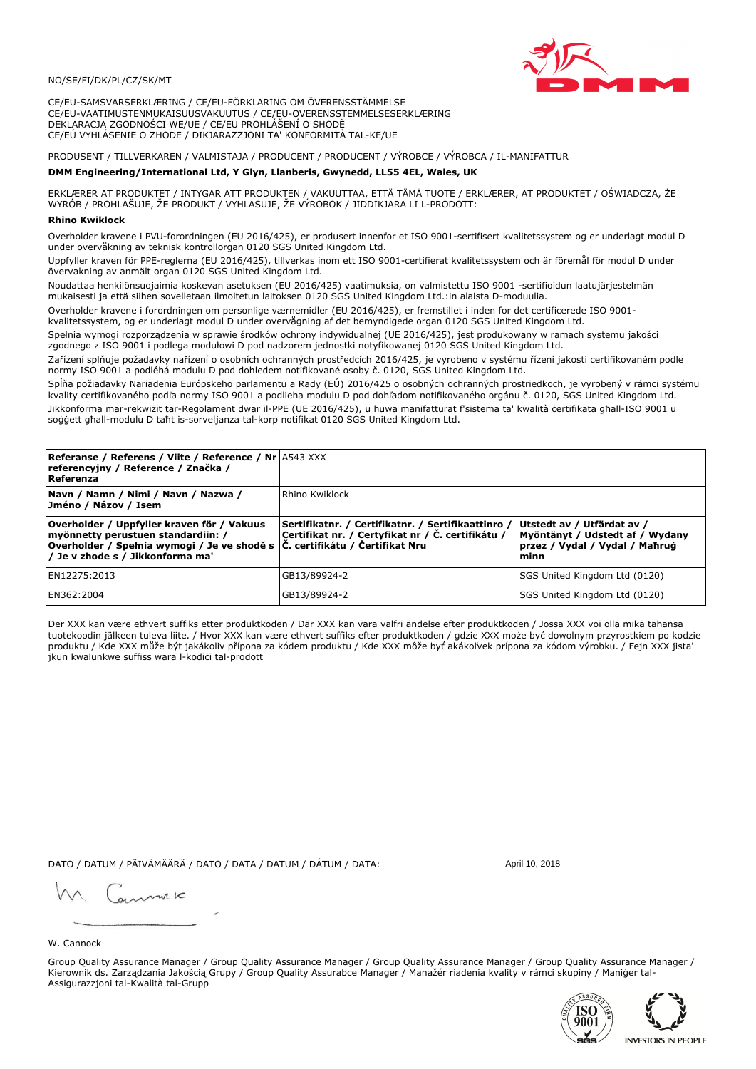NO/SE/FI/DK/PL/CZ/SK/MT

CE/EU-SAMSVARSERKLÆRING / CE/EU-FÖRKLARING OM ÖVERENSSTÄMMELSE
CE/EU-VAATIMUSTENMUKAISUUSVAKUUTUS / CE/EU-OVERENSSTEMMELSESERKLÆRING
DEKLARACJA ZGODNOŚCI WE/UE / CE/EU PROHLÁŠENÍ O SHODĚ
CE/EÚ VYHLÁSENIE O ZHODE / DIKJARAZZJONI TA' KONFORMITÀ TAL-KE/UE

PRODUSENT / TILLVERKAREN / VALMISTAJA / PRODUCENT / PRODUCENT / VÝROBCE / VÝROBCA / IL-MANIFATTUR

**DMM Engineering/International Ltd, Y Glyn, Llanberis, Gwynedd, LL55 4EL, Wales, UK**

ERKLÆRER AT PRODUKTET / INTYGAR ATT PRODUKTEN / VAKUUTTAA, ETTÄ TÄMÄ TUOTE / ERKLÆRER, AT PRODUKTET / OŚWIADCZA, ŻE WYRÓB / PROHLAŠUJE, ŽE PRODUKT / VYHLASUJE, ŽE VÝROBOK / JIDDIKJARA LI L-PRODOTT:

**Rhino Kwiklock**

Overholder kravene i PVU-forordningen (EU 2016/425), er produsert innenfor et ISO 9001-sertifisert kvalitetssystem og er underlagt modul D under overvåkning av teknisk kontrollorgan 0120 SGS United Kingdom Ltd.

Uppfyller kraven för PPE-reglerna (EU 2016/425), tillverkas inom ett ISO 9001-certifierat kvalitetssystem och är föremål för modul D under övervakning av anmält organ 0120 SGS United Kingdom Ltd.

Noudattaa henkilönsuojaimia koskevan asetuksen (EU 2016/425) vaatimuksia, on valmistettu ISO 9001 -sertifioidun laatujärjestelmän mukaisesti ja että siihen sovelletaan ilmoitetun laitoksen 0120 SGS United Kingdom Ltd.:in alaista D-moduulia.

Overholder kravene i forordningen om personlige værnemidler (EU 2016/425), er fremstillet i inden for det certificerede ISO 9001-kvalitetssystem, og er underlagt modul D under overvågning af det bemyndigede organ 0120 SGS United Kingdom Ltd.

Spełnia wymogi rozporządzenia w sprawie środków ochrony indywidualnej (UE 2016/425), jest produkowany w ramach systemu jakości zgodnego z ISO 9001 i podlega modułowi D pod nadzorem jednostki notyfikowanej 0120 SGS United Kingdom Ltd.

Zařízení splňuje požadavky nařízení o osobních ochranných prostředcích 2016/425, je vyrobeno v systému řízení jakosti certifikovaném podle normy ISO 9001 a podléhá modulu D pod dohledem notifikované osoby č. 0120, SGS United Kingdom Ltd.

Spĺňa požiadavky Nariadenia Európskeho parlamentu a Rady (EÚ) 2016/425 o osobných ochranných prostriedkoch, je vyrobený v rámci systému kvality certifikovaného podľa normy ISO 9001 a podlieha modulu D pod dohľadom notifikovaného orgánu č. 0120, SGS Únited Kingdom Ltd.

Jikkonforma mar-rekwiżit tar-Regolament dwar il-PPE (UE 2016/425), u huwa manifatturat f'sistema ta' kwalità ċertifikata għall-ISO 9001 u soġġett għall-modulu D taħt is-sorveljanza tal-korp notifikat 0120 SGS United Kingdom Ltd.

| **Referanse / Referens / Viite / Reference / Nr referencyjny / Reference / Značka / Referenza** | A543 XXX | |
|---|---|---|
| **Navn / Namn / Nimi / Navn / Nazwa / Jméno / Názov / Isem** | Rhino Kwiklock | |
| **Overholder / Uppfyller kraven för / Vakuus myönnetty perustuen standardiin: / Overholder / Spełnia wymogi / Je ve shodě s / Je v zhode s / Jikkonforma ma'** | **Sertifikatnr. / Certifikatnr. / Sertifikaattinro / Certifikat nr. / Certyfikat nr / Č. certifikátu / Č. certifikátu / Ċertifikat Nru** | **Utstedt av / Utfärdat av / Myöntänyt / Udstedt af / Wydany przez / Vydal / Vydal / Maħruġ minn** |
| EN12275:2013 | GB13/89924-2 | SGS United Kingdom Ltd (0120) |
| EN362:2004 | GB13/89924-2 | SGS United Kingdom Ltd (0120) |

Der XXX kan være ethvert suffiks etter produktkoden / Där XXX kan vara valfri ändelse efter produktkoden / Jossa XXX voi olla mikä tahansa tuotekoodin jälkeen tuleva liite. / Hvor XXX kan være ethvert suffiks efter produktkoden / gdzie XXX może być dowolnym przyrostkiem po kodzie produktu / Kde XXX může být jakákoliv přípona za kódem produktu / Kde XXX môže byť akákoľvek prípona za kódom výrobku. / Fejn XXX jista' jkun kwalunkwe suffiss wara l-kodiċi tal-prodott

DATO / DATUM / PÄIVÄMÄÄRÄ / DATO / DATA / DATUM / DÁTUM / DATA:

April 10, 2018

W. Cannock

Group Quality Assurance Manager / Group Quality Assurance Manager / Group Quality Assurance Manager / Group Quality Assurance Manager / Kierownik ds. Zarządzania Jakością Grupy / Group Quality Assurabce Manager / Manažér riadenia kvality v rámci skupiny / Maniġer tal-Assigurazzjoni tal-Kwalità tal-Grupp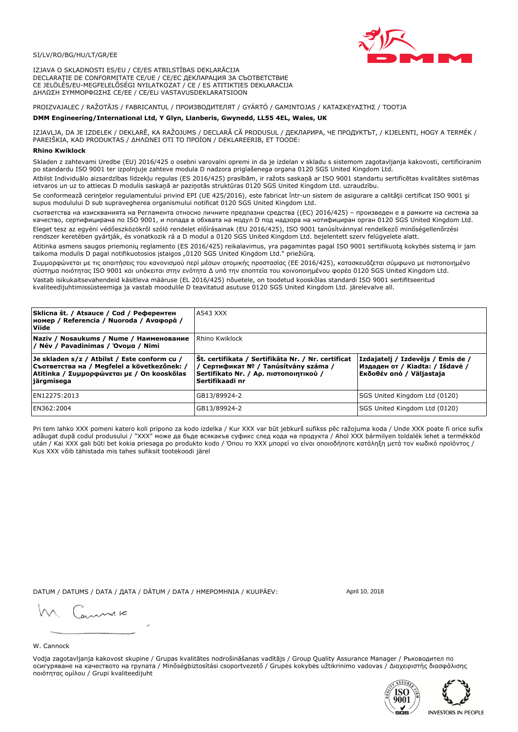SI/LV/RO/BG/HU/LT/GR/EE

IZJAVA O SKLADNOSTI ES/EU / CE/ES ATBILSTĪBAS DEKLARĀCIJA
DECLARAȚIE DE CONFORMITATE CE/UE / CE/EC ДЕКЛАРАЦИЯ ЗА СЪОТВЕТСТВИЕ
CE JELÖLÉS/EU-MEGFELELŐSÉGI NYILATKOZAT / CE / ES ATITIKTIES DEKLARACIJA
ΔΗΛΩΣΗ ΣΥΜΜΟΡΦΩΣΗΣ CE/EE / CE/ELi VASTAVUSDEKLARATSIOON

PROIZVAJALEC / RAŽOTĀJS / FABRICANTUL / ПРОИЗВОДИТЕЛЯТ / GYÁRTÓ / GAMINTOJAS / ΚΑΤΑΣΚΕΥΑΣΤΗΣ / TOOTJA

**DMM Engineering/International Ltd, Y Glyn, Llanberis, Gwynedd, LL55 4EL, Wales, UK**

IZJAVLJA, DA JE IZDELEK / DEKLARĒ, KA RAŽOJUMS / DECLARĂ CĂ PRODUSUL / ДЕКЛАРИРА, ЧЕ ПРОДУКТЪТ, / KIJELENTI, HOGY A TERMÉK / PAREIŠKIA, KAD PRODUKTAS / ΔΗΛΩΝΕΙ ΟΤΙ ΤΟ ΠΡΟΪΟΝ / DEKLAREERIB, ET TOODE:

**Rhino Kwiklock**

Skladen z zahtevami Uredbe (EU) 2016/425 o osebni varovalni opremi in da je izdelan v skladu s sistemom zagotavljanja kakovosti, certificiranim po standardu ISO 9001 ter izpolnjuje zahteve modula D nadzora priglašenega organa 0120 SGS United Kingdom Ltd.

Atbilst Individuālo aizsardzības līdzekļu regulas (ES 2016/425) prasībām, ir ražots saskaņā ar ISO 9001 standartu sertificētas kvalitātes sistēmas ietvaros un uz to attiecas D modulis saskaņā ar paziņotās struktūras 0120 SGS United Kingdom Ltd. uzraudzību.

Se conformează cerințelor regulamentului privind EPI (UE 425/2016), este fabricat într-un sistem de asigurare a calității certificat ISO 9001 și supus modulului D sub supravegherea organismului notificat 0120 SGS United Kingdom Ltd.

съответства на изискванията на Регламента относно личните предпазни средства ((EC) 2016/425) – произведен е в рамките на системата за качество, сертифицирана по ISO 9001, и попада в обхвата на модул D под надзора на нотифициран орган 0120 SGS United Kingdom Ltd.

Eleget tesz az egyéni védőeszközökről szóló rendelet előírásainak (EU 2016/425), ISO 9001 tanúsítvánnyal rendelkező minőségellenőrzési rendszer keretében gyártják, és vonatkozik rá a D modul a 0120 SGS United Kingdom Ltd. bejelentett szerv felügyelete alatt.

Atitinka asmens saugos priemonių reglamento (ES 2016/425) reikalavimus, yra pagamintas pagal ISO 9001 sertifikuotą kokybės sistemą ir jam taikoma modulis D pagal notifikuotosios įstaigos „0120 SGS United Kingdom Ltd." priežiūrą.

Συμμορφώνεται με τις απαιτήσεις του κανονισμού περί μέσων ατομικής προστασίας (ΕΕ 2016/425), κατασκευάζεται σύμφωνα με πιστοποιημένο σύστημα ποιότητας ISO 9001 και υπόκειται στην ενότητα Δ υπό την εποπτεία του κοινοποιημένου φορέα 0120 SGS United Kingdom Ltd.

Vastab isikukaitsevahendeid käsitleva määruse (EL 2016/425) nõuetele, on toodetud kooskõlas standardi ISO 9001 sertifitseeritud kvaliteedijuhtimissüsteemiga ja vastab moodulile D teavitatud asutuse 0120 SGS United Kingdom Ltd. järelevalve all.

| | | |
|---|---|---|
| **Sklicna št. / Atsauce / Cod / Референтен номер / Referencia / Nuoroda / Αναφορά / Viide** | A543 XXX | |
| **Naziv / Nosaukums / Nume / Наименование / Név / Pavadinimas / Όνομα / Nimi** | Rhino Kwiklock | |
| **Je skladen s/z / Atbilst / Este conform cu / Съответства на / Megfelel a következőnek: / Atitinka / Συμμορφώνεται με / On kooskõlas järgmisega** | **Št. certifikata / Sertifikāta Nr. / Nr. certificat / Сертификат № / Tanúsítvány száma / Sertifikato Nr. / Αρ. πιστοποιητικού / Sertifikaadi nr** | **Izdajatelj / Izdevējs / Emis de / Издаден от / Kiadta: / Išdavė / Εκδοθέν από / Väljastaja** |
| EN12275:2013 | GB13/89924-2 | SGS United Kingdom Ltd (0120) |
| EN362:2004 | GB13/89924-2 | SGS United Kingdom Ltd (0120) |

Pri tem lahko XXX pomeni katero koli pripono za kodo izdelka / Kur XXX var būt jebkurš sufikss pēc ražojuma koda / Unde XXX poate fi orice sufix adăugat după codul produsului / "XXX" може да бъде всякакъв суфикс след кода на продукта / Ahol XXX bármilyen toldalék lehet a termékkód után / Kai XXX gali būti bet kokia priesaga po produkto kodo / Όπου το XXX μπορεί να είναι οποιοδήποτε κατάληξη μετά τον κωδικό προϊόντος / Kus XXX võib tähistada mis tahes sufiksit tootekoodi järel

DATUM / DATUMS / DATA / ДАТА / DÁTUM / DATA / ΗΜΕΡΟΜΗΝΙΑ / KUUPÄEV: April 10, 2018

W. Cannock

Vodja zagotavljanja kakovost skupine / Grupas kvalitātes nodrošināšanas vadītājs / Group Quality Assurance Manager / Ръководител по осигуряване на качеството на групата / Minőségbiztosítási csoportvezető / Grupės kokybės užtikrinimo vadovas / Διαχειριστής διασφάλισης ποιότητας ομίλου / Grupi kvaliteedijuht